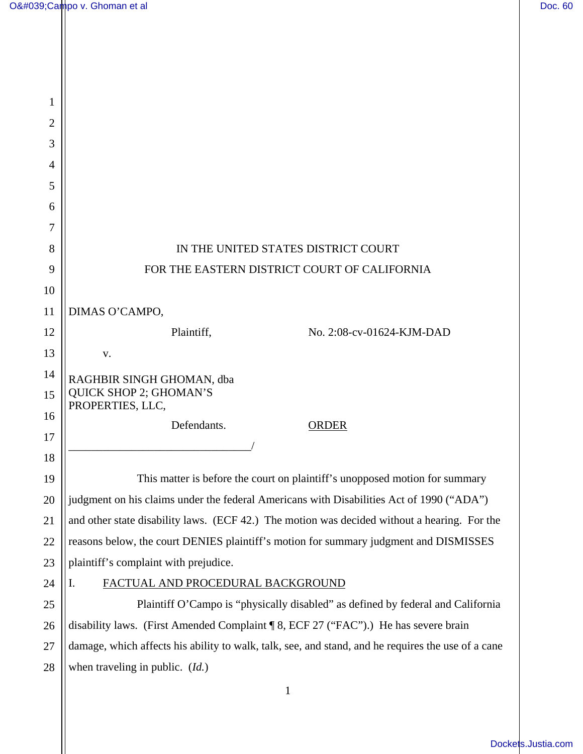IN THE UNITED STATES DISTRICT COURT

FOR THE EASTERN DISTRICT COURT OF CALIFORNIA

DIMAS O'CAMPO,

Plaintiff,

No. 2:08-cv-01624-KJM-DAD

v.

RAGHBIR SINGH GHOMAN, dba QUICK SHOP 2; GHOMAN'S PROPERTIES, LLC,

Defendants.

ORDER

______________________________/

This matter is before the court on plaintiff's unopposed motion for summary judgment on his claims under the federal Americans with Disabilities Act of 1990 ("ADA") and other state disability laws. (ECF 42.) The motion was decided without a hearing. For the reasons below, the court DENIES plaintiff's motion for summary judgment and DISMISSES plaintiff's complaint with prejudice.

## I. FACTUAL AND PROCEDURAL BACKGROUND

Plaintiff O'Campo is "physically disabled" as defined by federal and California disability laws. (First Amended Complaint ¶ 8, ECF 27 ("FAC").) He has severe brain damage, which affects his ability to walk, talk, see, and stand, and he requires the use of a cane when traveling in public. (*Id.*)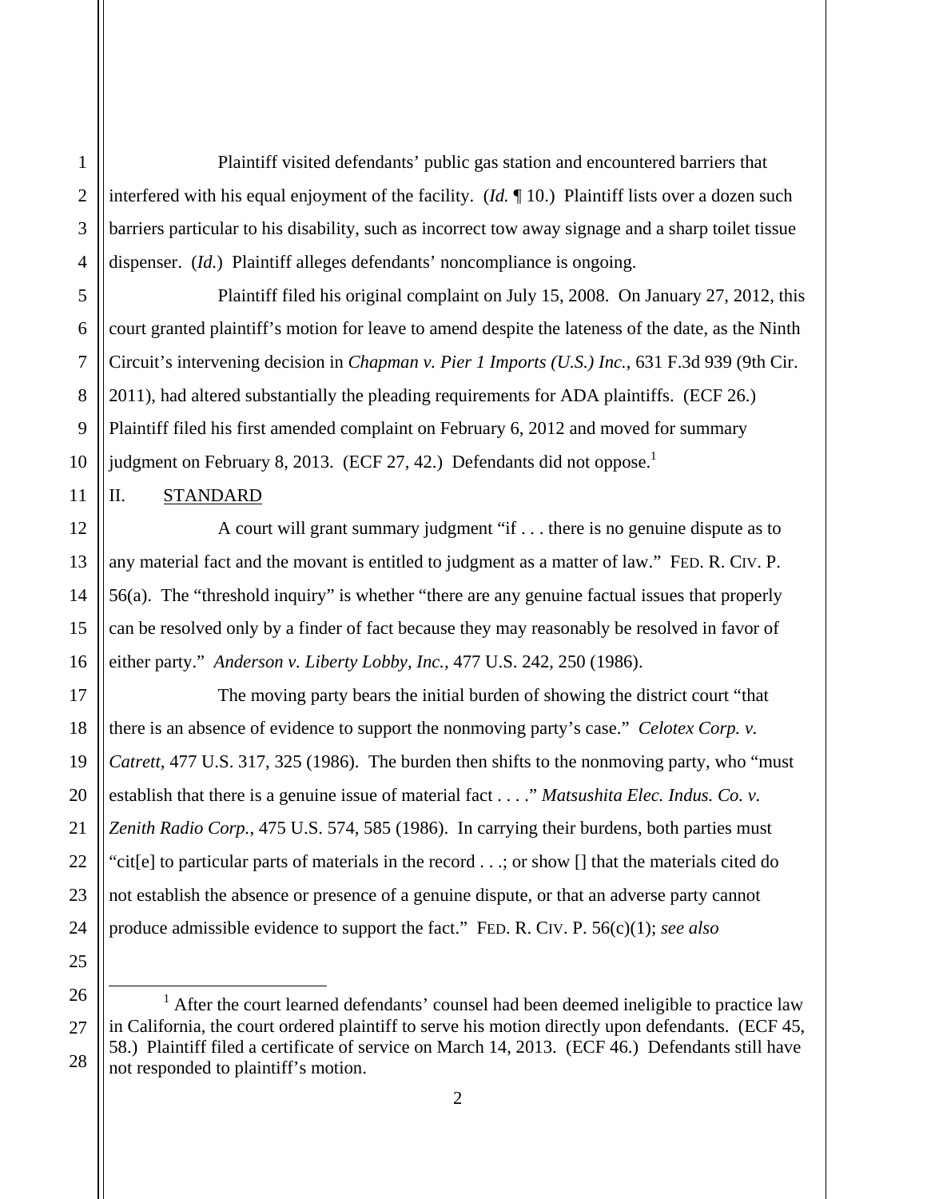Plaintiff visited defendants' public gas station and encountered barriers that interfered with his equal enjoyment of the facility. (*Id.* ¶ 10.) Plaintiff lists over a dozen such barriers particular to his disability, such as incorrect tow away signage and a sharp toilet tissue dispenser. (*Id.*) Plaintiff alleges defendants' noncompliance is ongoing.

Plaintiff filed his original complaint on July 15, 2008. On January 27, 2012, this court granted plaintiff's motion for leave to amend despite the lateness of the date, as the Ninth Circuit's intervening decision in *Chapman v. Pier 1 Imports (U.S.) Inc.*, 631 F.3d 939 (9th Cir. 2011), had altered substantially the pleading requirements for ADA plaintiffs. (ECF 26.) Plaintiff filed his first amended complaint on February 6, 2012 and moved for summary judgment on February 8, 2013. (ECF 27, 42.) Defendants did not oppose.[1]

## II. STANDARD

A court will grant summary judgment "if . . . there is no genuine dispute as to any material fact and the movant is entitled to judgment as a matter of law." FED. R. CIV. P. 56(a). The "threshold inquiry" is whether "there are any genuine factual issues that properly can be resolved only by a finder of fact because they may reasonably be resolved in favor of either party." *Anderson v. Liberty Lobby, Inc.*, 477 U.S. 242, 250 (1986).

The moving party bears the initial burden of showing the district court "that there is an absence of evidence to support the nonmoving party's case." *Celotex Corp. v. Catrett*, 477 U.S. 317, 325 (1986). The burden then shifts to the nonmoving party, who "must establish that there is a genuine issue of material fact . . . ." *Matsushita Elec. Indus. Co. v. Zenith Radio Corp.*, 475 U.S. 574, 585 (1986). In carrying their burdens, both parties must "cit[e] to particular parts of materials in the record . . .; or show [] that the materials cited do not establish the absence or presence of a genuine dispute, or that an adverse party cannot produce admissible evidence to support the fact." FED. R. CIV. P. 56(c)(1); *see also*

---

[1] After the court learned defendants' counsel had been deemed ineligible to practice law in California, the court ordered plaintiff to serve his motion directly upon defendants. (ECF 45, 58.) Plaintiff filed a certificate of service on March 14, 2013. (ECF 46.) Defendants still have not responded to plaintiff's motion.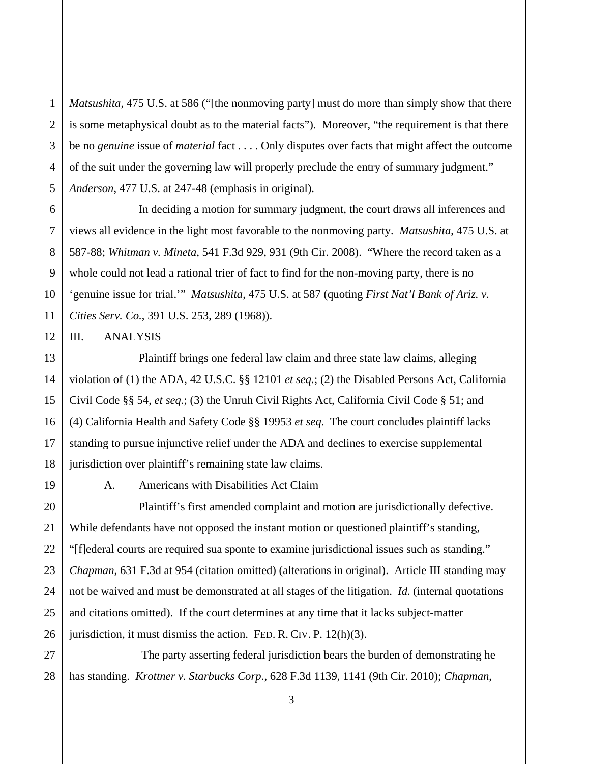*Matsushita*, 475 U.S. at 586 ("[the nonmoving party] must do more than simply show that there is some metaphysical doubt as to the material facts"). Moreover, "the requirement is that there be no *genuine* issue of *material* fact . . . . Only disputes over facts that might affect the outcome of the suit under the governing law will properly preclude the entry of summary judgment." *Anderson*, 477 U.S. at 247-48 (emphasis in original).

In deciding a motion for summary judgment, the court draws all inferences and views all evidence in the light most favorable to the nonmoving party. *Matsushita*, 475 U.S. at 587-88; *Whitman v. Mineta*, 541 F.3d 929, 931 (9th Cir. 2008). "Where the record taken as a whole could not lead a rational trier of fact to find for the non-moving party, there is no 'genuine issue for trial.'" *Matsushita*, 475 U.S. at 587 (quoting *First Nat'l Bank of Ariz. v. Cities Serv. Co.*, 391 U.S. 253, 289 (1968)).

## III. ANALYSIS

Plaintiff brings one federal law claim and three state law claims, alleging violation of (1) the ADA, 42 U.S.C. §§ 12101 *et seq.*; (2) the Disabled Persons Act, California Civil Code §§ 54, *et seq.*; (3) the Unruh Civil Rights Act, California Civil Code § 51; and (4) California Health and Safety Code §§ 19953 *et seq*. The court concludes plaintiff lacks standing to pursue injunctive relief under the ADA and declines to exercise supplemental jurisdiction over plaintiff's remaining state law claims.

### A. Americans with Disabilities Act Claim

Plaintiff's first amended complaint and motion are jurisdictionally defective. While defendants have not opposed the instant motion or questioned plaintiff's standing, "[f]ederal courts are required sua sponte to examine jurisdictional issues such as standing." *Chapman*, 631 F.3d at 954 (citation omitted) (alterations in original). Article III standing may not be waived and must be demonstrated at all stages of the litigation. *Id.* (internal quotations and citations omitted). If the court determines at any time that it lacks subject-matter jurisdiction, it must dismiss the action. FED. R. CIV. P. 12(h)(3).

The party asserting federal jurisdiction bears the burden of demonstrating he has standing. *Krottner v. Starbucks Corp*., 628 F.3d 1139, 1141 (9th Cir. 2010); *Chapman*,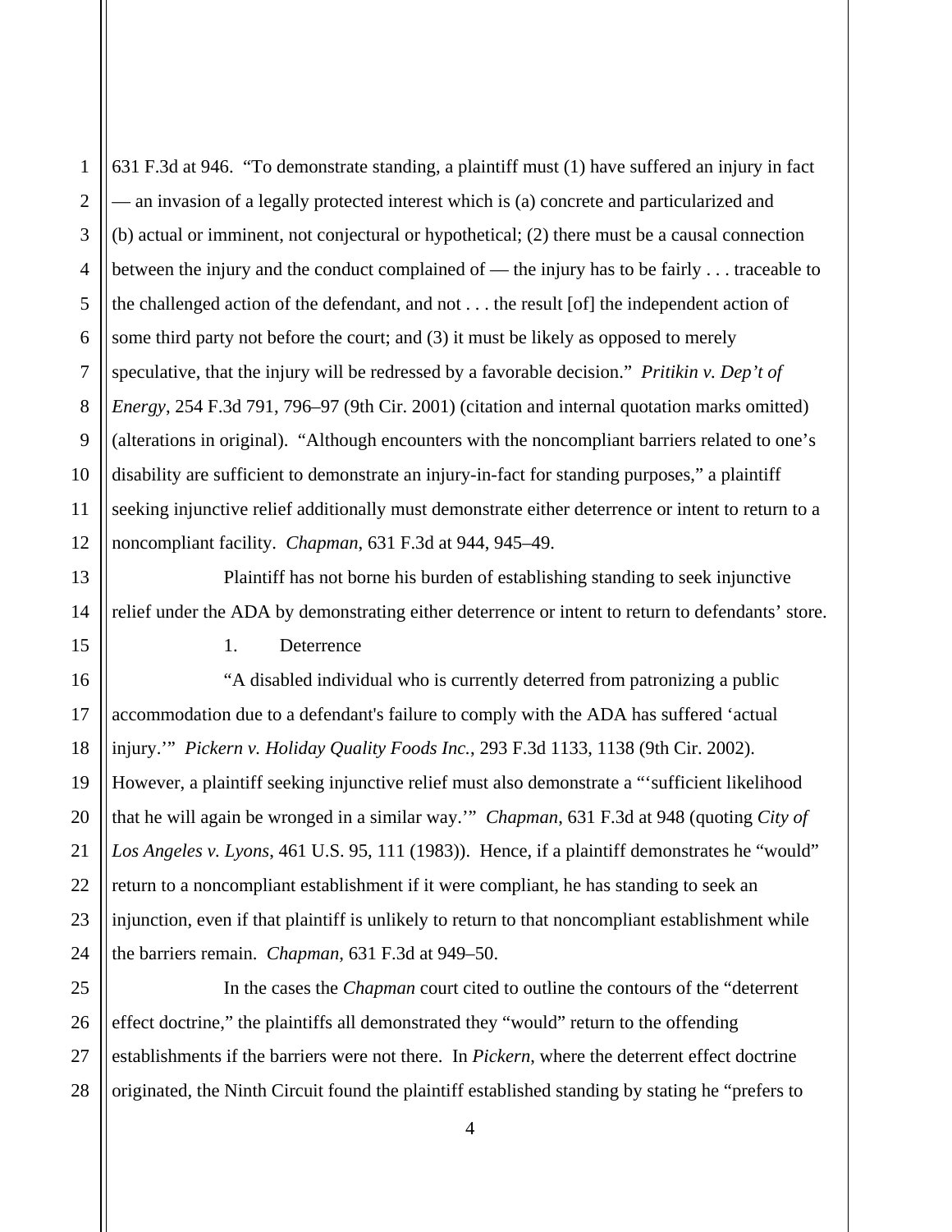631 F.3d at 946. "To demonstrate standing, a plaintiff must (1) have suffered an injury in fact — an invasion of a legally protected interest which is (a) concrete and particularized and (b) actual or imminent, not conjectural or hypothetical; (2) there must be a causal connection between the injury and the conduct complained of — the injury has to be fairly . . . traceable to the challenged action of the defendant, and not . . . the result [of] the independent action of some third party not before the court; and (3) it must be likely as opposed to merely speculative, that the injury will be redressed by a favorable decision." *Pritikin v. Dep't of Energy*, 254 F.3d 791, 796–97 (9th Cir. 2001) (citation and internal quotation marks omitted) (alterations in original). "Although encounters with the noncompliant barriers related to one's disability are sufficient to demonstrate an injury-in-fact for standing purposes," a plaintiff seeking injunctive relief additionally must demonstrate either deterrence or intent to return to a noncompliant facility. *Chapman*, 631 F.3d at 944, 945–49.

Plaintiff has not borne his burden of establishing standing to seek injunctive relief under the ADA by demonstrating either deterrence or intent to return to defendants' store.

1. Deterrence

"A disabled individual who is currently deterred from patronizing a public accommodation due to a defendant's failure to comply with the ADA has suffered 'actual injury.'" *Pickern v. Holiday Quality Foods Inc.*, 293 F.3d 1133, 1138 (9th Cir. 2002). However, a plaintiff seeking injunctive relief must also demonstrate a "'sufficient likelihood that he will again be wronged in a similar way.'" *Chapman*, 631 F.3d at 948 (quoting *City of Los Angeles v. Lyons*, 461 U.S. 95, 111 (1983)). Hence, if a plaintiff demonstrates he "would" return to a noncompliant establishment if it were compliant, he has standing to seek an injunction, even if that plaintiff is unlikely to return to that noncompliant establishment while the barriers remain. *Chapman*, 631 F.3d at 949–50.

In the cases the *Chapman* court cited to outline the contours of the "deterrent effect doctrine," the plaintiffs all demonstrated they "would" return to the offending establishments if the barriers were not there. In *Pickern*, where the deterrent effect doctrine originated, the Ninth Circuit found the plaintiff established standing by stating he "prefers to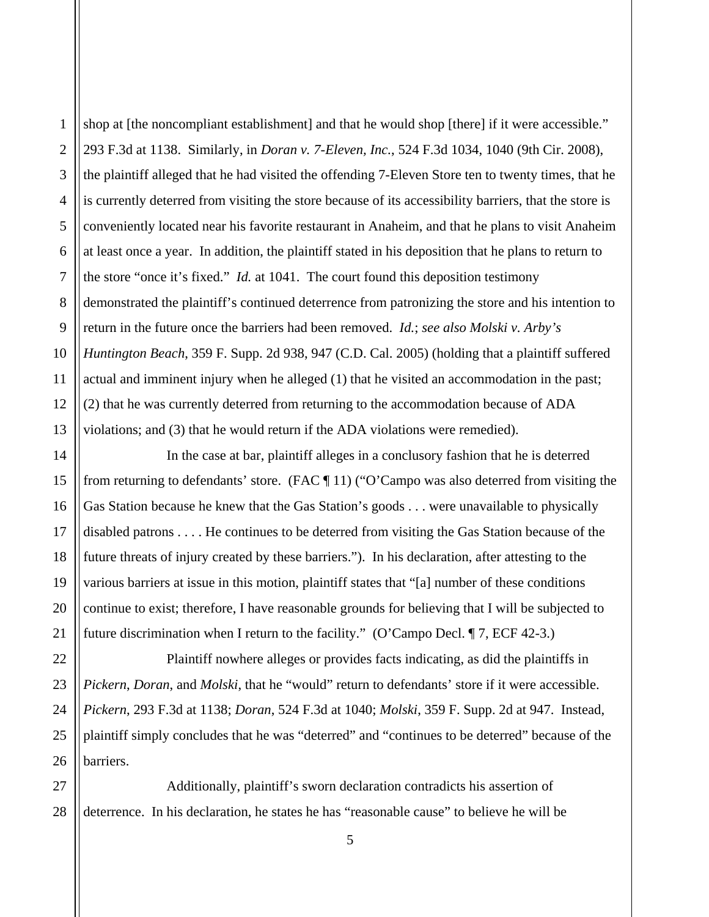shop at [the noncompliant establishment] and that he would shop [there] if it were accessible." 293 F.3d at 1138. Similarly, in *Doran v. 7-Eleven, Inc.*, 524 F.3d 1034, 1040 (9th Cir. 2008), the plaintiff alleged that he had visited the offending 7-Eleven Store ten to twenty times, that he is currently deterred from visiting the store because of its accessibility barriers, that the store is conveniently located near his favorite restaurant in Anaheim, and that he plans to visit Anaheim at least once a year. In addition, the plaintiff stated in his deposition that he plans to return to the store "once it's fixed." *Id.* at 1041. The court found this deposition testimony demonstrated the plaintiff's continued deterrence from patronizing the store and his intention to return in the future once the barriers had been removed. *Id.*; *see also Molski v. Arby's Huntington Beach*, 359 F. Supp. 2d 938, 947 (C.D. Cal. 2005) (holding that a plaintiff suffered actual and imminent injury when he alleged (1) that he visited an accommodation in the past; (2) that he was currently deterred from returning to the accommodation because of ADA violations; and (3) that he would return if the ADA violations were remedied).

In the case at bar, plaintiff alleges in a conclusory fashion that he is deterred from returning to defendants' store. (FAC ¶ 11) ("O'Campo was also deterred from visiting the Gas Station because he knew that the Gas Station's goods . . . were unavailable to physically disabled patrons . . . . He continues to be deterred from visiting the Gas Station because of the future threats of injury created by these barriers."). In his declaration, after attesting to the various barriers at issue in this motion, plaintiff states that "[a] number of these conditions continue to exist; therefore, I have reasonable grounds for believing that I will be subjected to future discrimination when I return to the facility." (O'Campo Decl. ¶ 7, ECF 42-3.)

Plaintiff nowhere alleges or provides facts indicating, as did the plaintiffs in *Pickern*, *Doran*, and *Molski*, that he "would" return to defendants' store if it were accessible. *Pickern*, 293 F.3d at 1138; *Doran*, 524 F.3d at 1040; *Molski*, 359 F. Supp. 2d at 947. Instead, plaintiff simply concludes that he was "deterred" and "continues to be deterred" because of the barriers.

Additionally, plaintiff's sworn declaration contradicts his assertion of deterrence. In his declaration, he states he has "reasonable cause" to believe he will be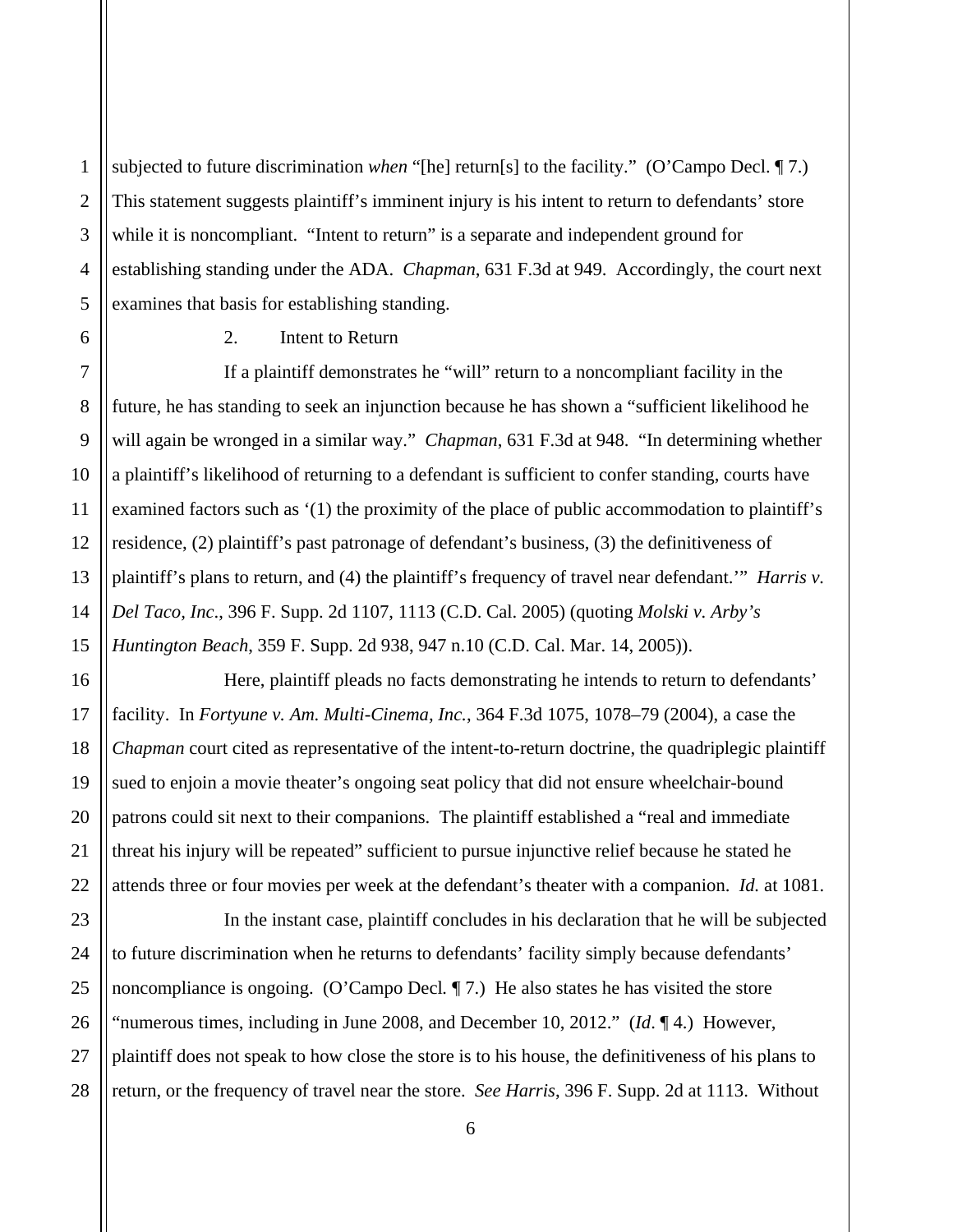subjected to future discrimination *when* "[he] return[s] to the facility." (O'Campo Decl. ¶ 7.) This statement suggests plaintiff's imminent injury is his intent to return to defendants' store while it is noncompliant. "Intent to return" is a separate and independent ground for establishing standing under the ADA. *Chapman*, 631 F.3d at 949. Accordingly, the court next examines that basis for establishing standing.

2. Intent to Return

If a plaintiff demonstrates he "will" return to a noncompliant facility in the future, he has standing to seek an injunction because he has shown a "sufficient likelihood he will again be wronged in a similar way." *Chapman*, 631 F.3d at 948. "In determining whether a plaintiff's likelihood of returning to a defendant is sufficient to confer standing, courts have examined factors such as '(1) the proximity of the place of public accommodation to plaintiff's residence, (2) plaintiff's past patronage of defendant's business, (3) the definitiveness of plaintiff's plans to return, and (4) the plaintiff's frequency of travel near defendant.'" *Harris v. Del Taco, Inc*., 396 F. Supp. 2d 1107, 1113 (C.D. Cal. 2005) (quoting *Molski v. Arby's Huntington Beach*, 359 F. Supp. 2d 938, 947 n.10 (C.D. Cal. Mar. 14, 2005)).

Here, plaintiff pleads no facts demonstrating he intends to return to defendants' facility. In *Fortyune v. Am. Multi-Cinema, Inc.*, 364 F.3d 1075, 1078–79 (2004), a case the *Chapman* court cited as representative of the intent-to-return doctrine, the quadriplegic plaintiff sued to enjoin a movie theater's ongoing seat policy that did not ensure wheelchair-bound patrons could sit next to their companions. The plaintiff established a "real and immediate threat his injury will be repeated" sufficient to pursue injunctive relief because he stated he attends three or four movies per week at the defendant's theater with a companion. *Id.* at 1081.

In the instant case, plaintiff concludes in his declaration that he will be subjected to future discrimination when he returns to defendants' facility simply because defendants' noncompliance is ongoing. (O'Campo Decl. ¶ 7.) He also states he has visited the store "numerous times, including in June 2008, and December 10, 2012." (*Id*. ¶ 4.) However, plaintiff does not speak to how close the store is to his house, the definitiveness of his plans to return, or the frequency of travel near the store. *See Harris*, 396 F. Supp. 2d at 1113. Without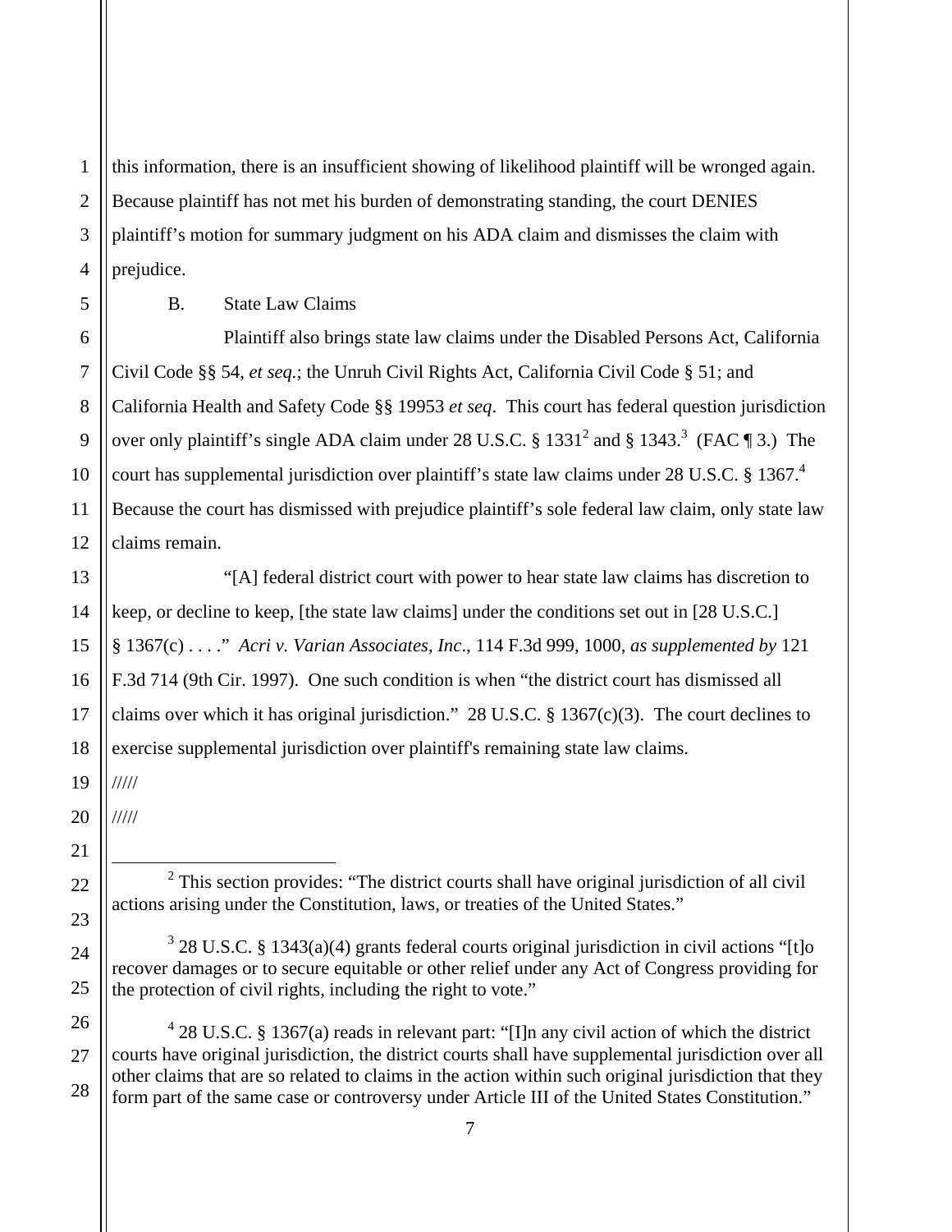this information, there is an insufficient showing of likelihood plaintiff will be wronged again. Because plaintiff has not met his burden of demonstrating standing, the court DENIES plaintiff's motion for summary judgment on his ADA claim and dismisses the claim with prejudice.

B. State Law Claims

Plaintiff also brings state law claims under the Disabled Persons Act, California Civil Code §§ 54, *et seq.*; the Unruh Civil Rights Act, California Civil Code § 51; and California Health and Safety Code §§ 19953 *et seq*. This court has federal question jurisdiction over only plaintiff's single ADA claim under 28 U.S.C. § 1331[2] and § 1343.[3] (FAC ¶ 3.) The court has supplemental jurisdiction over plaintiff's state law claims under 28 U.S.C. § 1367.[4] Because the court has dismissed with prejudice plaintiff's sole federal law claim, only state law claims remain.

"[A] federal district court with power to hear state law claims has discretion to keep, or decline to keep, [the state law claims] under the conditions set out in [28 U.S.C.] § 1367(c) . . . ." *Acri v. Varian Associates, Inc*., 114 F.3d 999, 1000, *as supplemented by* 121 F.3d 714 (9th Cir. 1997). One such condition is when "the district court has dismissed all claims over which it has original jurisdiction." 28 U.S.C. § 1367(c)(3). The court declines to exercise supplemental jurisdiction over plaintiff's remaining state law claims.

/////

/////

---

[2] This section provides: "The district courts shall have original jurisdiction of all civil actions arising under the Constitution, laws, or treaties of the United States."

[3] 28 U.S.C. § 1343(a)(4) grants federal courts original jurisdiction in civil actions "[t]o recover damages or to secure equitable or other relief under any Act of Congress providing for the protection of civil rights, including the right to vote."

[4] 28 U.S.C. § 1367(a) reads in relevant part: "[I]n any civil action of which the district courts have original jurisdiction, the district courts shall have supplemental jurisdiction over all other claims that are so related to claims in the action within such original jurisdiction that they form part of the same case or controversy under Article III of the United States Constitution."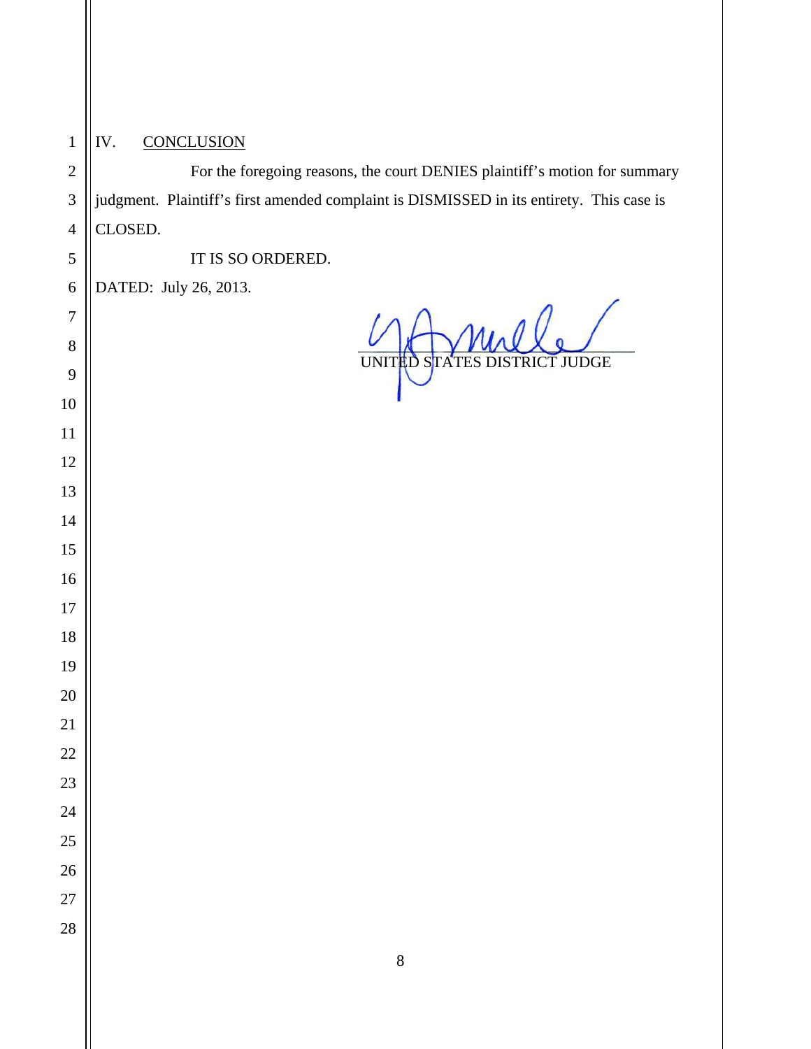## IV. CONCLUSION

For the foregoing reasons, the court DENIES plaintiff's motion for summary judgment. Plaintiff's first amended complaint is DISMISSED in its entirety. This case is CLOSED.

IT IS SO ORDERED.

DATED: July 26, 2013.

UNITED STATES DISTRICT JUDGE